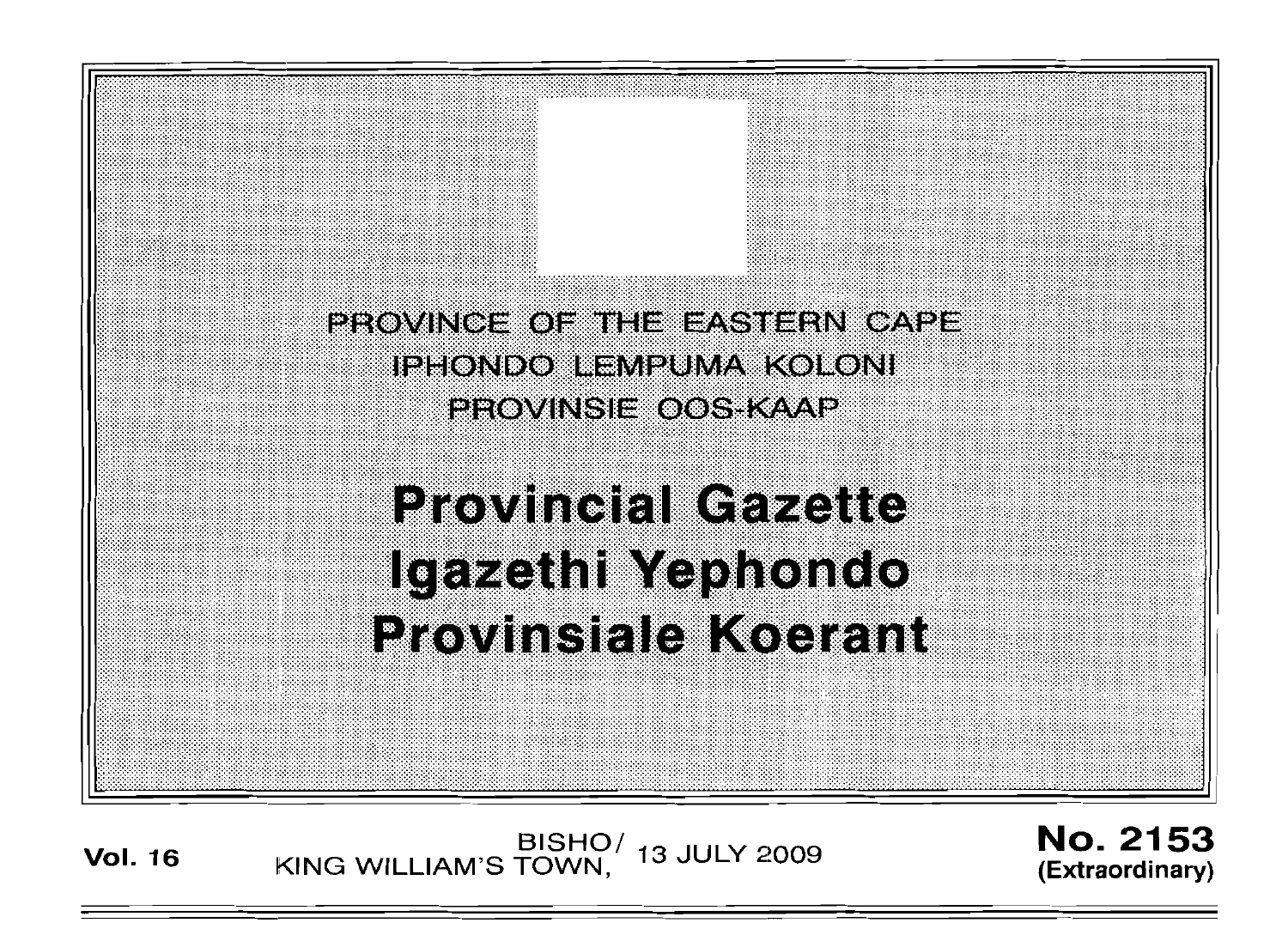PROVINCE OF THE EASTERN CAPE
IPHONDO LEMPUMA KOLONI
PROVINSIE OOS-KAAP

# Provincial Gazette
# Igazethi Yephondo
# Provinsiale Koerant

**Vol. 16** BISHO/ KING WILLIAM'S TOWN, 13 JULY 2009 **No. 2153** **(Extraordinary)**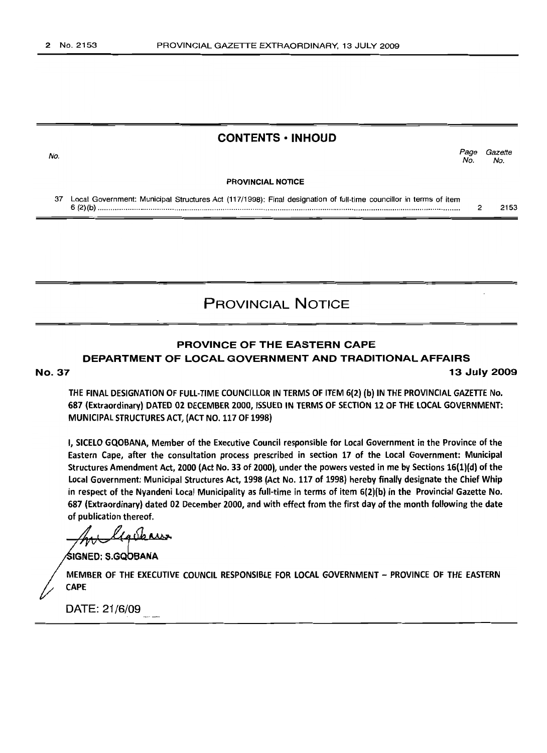## CONTENTS • INHOUD

| No. | | Page No. | Gazette No. |
|---|---|---|---|
| | **PROVINCIAL NOTICE** | | |
| 37 | Local Government: Municipal Structures Act (117/1998): Final designation of full-time councillor in terms of item 6 (2)(b) | 2 | 2153 |

# PROVINCIAL NOTICE

## PROVINCE OF THE EASTERN CAPE
## DEPARTMENT OF LOCAL GOVERNMENT AND TRADITIONAL AFFAIRS

**No. 37** **13 July 2009**

THE FINAL DESIGNATION OF FULL-TIME COUNCILLOR IN TERMS OF ITEM 6(2) (b) IN THE PROVINCIAL GAZETTE No. 687 (Extraordinary) DATED 02 DECEMBER 2000, ISSUED IN TERMS OF SECTION 12 OF THE LOCAL GOVERNMENT: MUNICIPAL STRUCTURES ACT, (ACT NO. 117 OF 1998)

I, SICELO GQOBANA, Member of the Executive Council responsible for Local Government in the Province of the Eastern Cape, after the consultation process prescribed in section 17 of the Local Government: Municipal Structures Amendment Act, 2000 (Act No. 33 of 2000), under the powers vested in me by Sections 16(1)(d) of the Local Government: Municipal Structures Act, 1998 (Act No. 117 of 1998) hereby finally designate the Chief Whip in respect of the Nyandeni Local Municipality as full-time in terms of item 6(2)(b) in the Provincial Gazette No. 687 (Extraordinary) dated 02 December 2000, and with effect from the first day of the month following the date of publication thereof.

SIGNED: S.GQOBANA

MEMBER OF THE EXECUTIVE COUNCIL RESPONSIBLE FOR LOCAL GOVERNMENT – PROVINCE OF THE EASTERN CAPE

DATE: 21/6/09